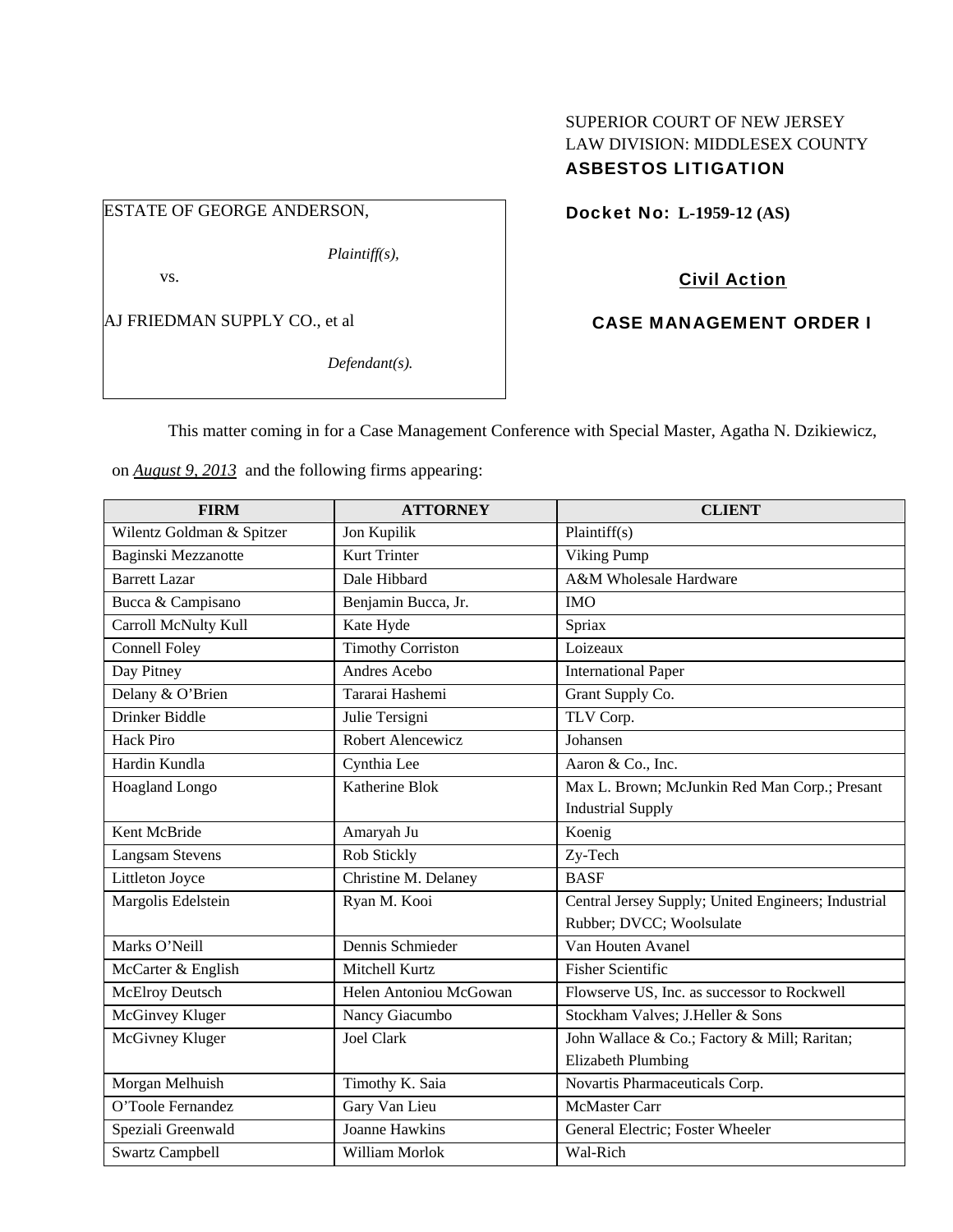SUPERIOR COURT OF NEW JERSEY
LAW DIVISION: MIDDLESEX COUNTY
**ASBESTOS LITIGATION**

ESTATE OF GEORGE ANDERSON,

*Plaintiff(s),*

vs.

AJ FRIEDMAN SUPPLY CO., et al

*Defendant(s).*

**Docket No: L-1959-12 (AS)**

**Civil Action**

**CASE MANAGEMENT ORDER I**

This matter coming in for a Case Management Conference with Special Master, Agatha N. Dzikiewicz, on ***August 9, 2013*** and the following firms appearing:

| FIRM | ATTORNEY | CLIENT |
|---|---|---|
| Wilentz Goldman & Spitzer | Jon Kupilik | Plaintiff(s) |
| Baginski Mezzanotte | Kurt Trinter | Viking Pump |
| Barrett Lazar | Dale Hibbard | A&M Wholesale Hardware |
| Bucca & Campisano | Benjamin Bucca, Jr. | IMO |
| Carroll McNulty Kull | Kate Hyde | Spriax |
| Connell Foley | Timothy Corriston | Loizeaux |
| Day Pitney | Andres Acebo | International Paper |
| Delany & O'Brien | Tararai Hashemi | Grant Supply Co. |
| Drinker Biddle | Julie Tersigni | TLV Corp. |
| Hack Piro | Robert Alencewicz | Johansen |
| Hardin Kundla | Cynthia Lee | Aaron & Co., Inc. |
| Hoagland Longo | Katherine Blok | Max L. Brown; McJunkin Red Man Corp.; Presant Industrial Supply |
| Kent McBride | Amaryah Ju | Koenig |
| Langsam Stevens | Rob Stickly | Zy-Tech |
| Littleton Joyce | Christine M. Delaney | BASF |
| Margolis Edelstein | Ryan M. Kooi | Central Jersey Supply; United Engineers; Industrial Rubber; DVCC; Woolsulate |
| Marks O'Neill | Dennis Schmieder | Van Houten Avanel |
| McCarter & English | Mitchell Kurtz | Fisher Scientific |
| McElroy Deutsch | Helen Antoniou McGowan | Flowserve US, Inc. as successor to Rockwell |
| McGinvey Kluger | Nancy Giacumbo | Stockham Valves; J.Heller & Sons |
| McGivney Kluger | Joel Clark | John Wallace & Co.; Factory & Mill; Raritan; Elizabeth Plumbing |
| Morgan Melhuish | Timothy K. Saia | Novartis Pharmaceuticals Corp. |
| O'Toole Fernandez | Gary Van Lieu | McMaster Carr |
| Speziali Greenwald | Joanne Hawkins | General Electric; Foster Wheeler |
| Swartz Campbell | William Morlok | Wal-Rich |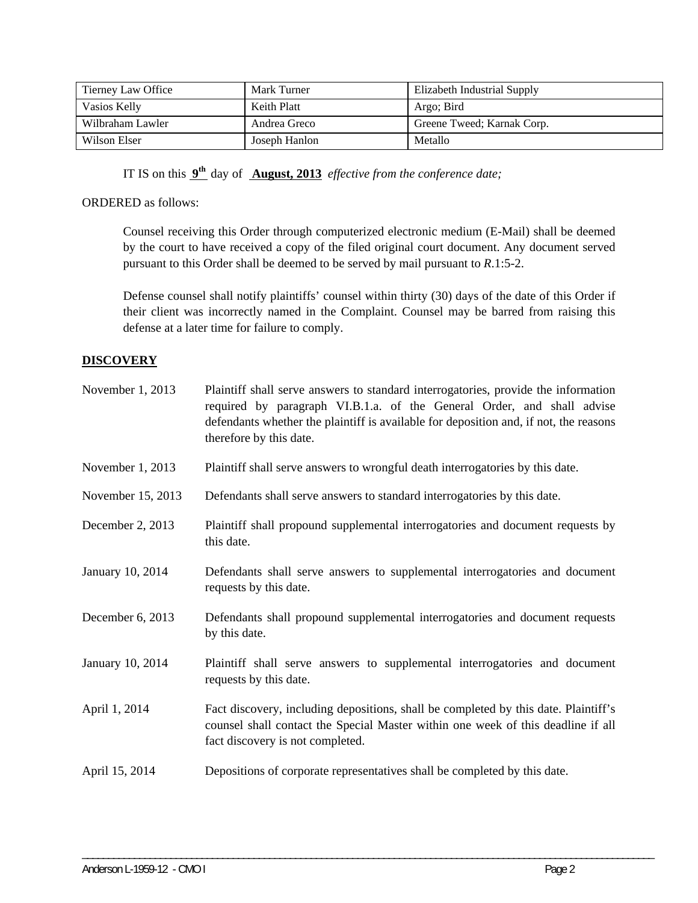| Tierney Law Office | Mark Turner | Elizabeth Industrial Supply |
|---|---|---|
| Vasios Kelly | Keith Platt | Argo; Bird |
| Wilbraham Lawler | Andrea Greco | Greene Tweed; Karnak Corp. |
| Wilson Elser | Joseph Hanlon | Metallo |

IT IS on this **9th** day of **August, 2013** *effective from the conference date;*

ORDERED as follows:

Counsel receiving this Order through computerized electronic medium (E-Mail) shall be deemed by the court to have received a copy of the filed original court document. Any document served pursuant to this Order shall be deemed to be served by mail pursuant to *R*.1:5-2.

Defense counsel shall notify plaintiffs' counsel within thirty (30) days of the date of this Order if their client was incorrectly named in the Complaint. Counsel may be barred from raising this defense at a later time for failure to comply.

**DISCOVERY**

| | |
|---|---|
| November 1, 2013 | Plaintiff shall serve answers to standard interrogatories, provide the information required by paragraph VI.B.1.a. of the General Order, and shall advise defendants whether the plaintiff is available for deposition and, if not, the reasons therefore by this date. |
| November 1, 2013 | Plaintiff shall serve answers to wrongful death interrogatories by this date. |
| November 15, 2013 | Defendants shall serve answers to standard interrogatories by this date. |
| December 2, 2013 | Plaintiff shall propound supplemental interrogatories and document requests by this date. |
| January 10, 2014 | Defendants shall serve answers to supplemental interrogatories and document requests by this date. |
| December 6, 2013 | Defendants shall propound supplemental interrogatories and document requests by this date. |
| January 10, 2014 | Plaintiff shall serve answers to supplemental interrogatories and document requests by this date. |
| April 1, 2014 | Fact discovery, including depositions, shall be completed by this date. Plaintiff's counsel shall contact the Special Master within one week of this deadline if all fact discovery is not completed. |
| April 15, 2014 | Depositions of corporate representatives shall be completed by this date. |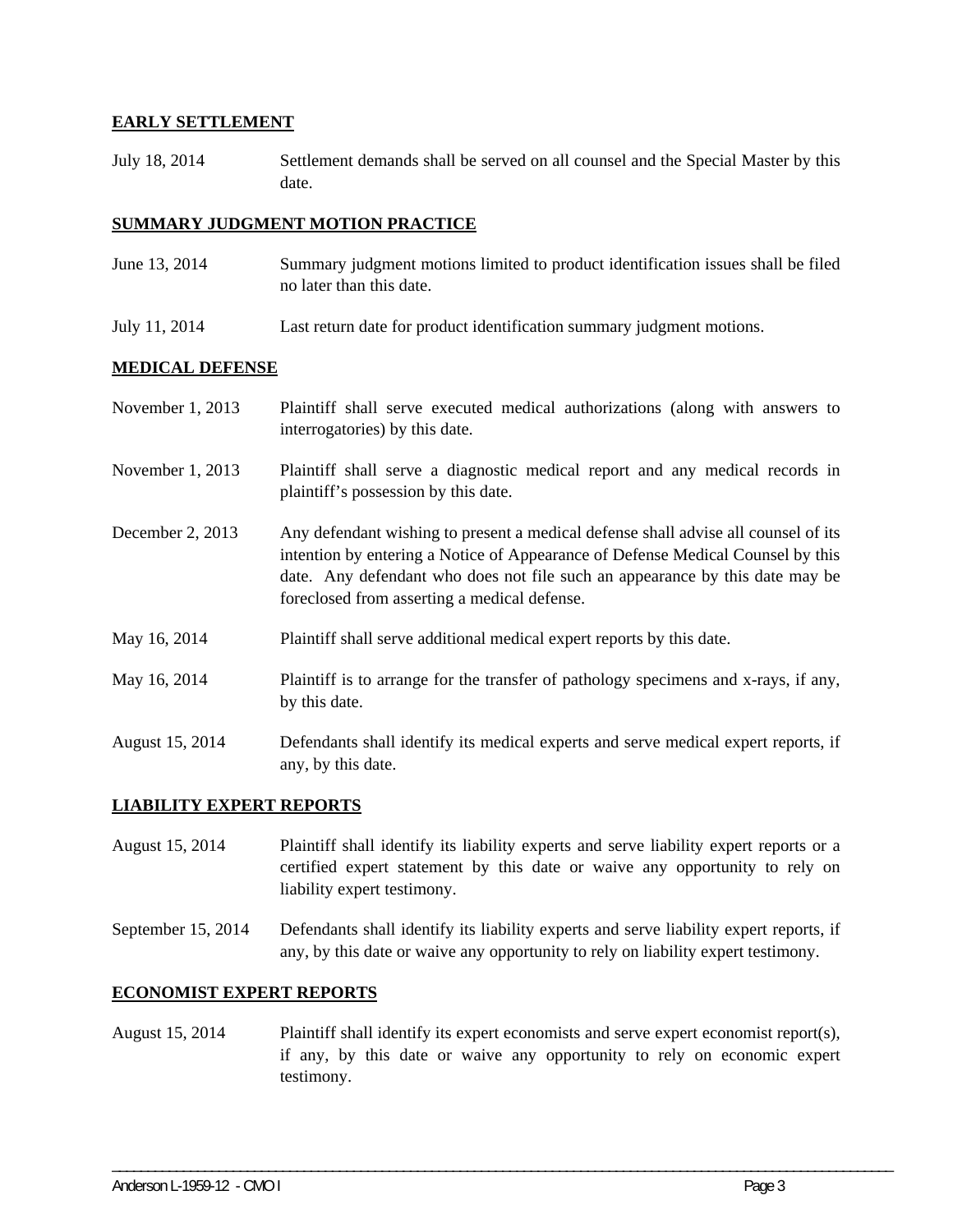**EARLY SETTLEMENT**

July 18, 2014 Settlement demands shall be served on all counsel and the Special Master by this date.

**SUMMARY JUDGMENT MOTION PRACTICE**

June 13, 2014 Summary judgment motions limited to product identification issues shall be filed no later than this date.

July 11, 2014 Last return date for product identification summary judgment motions.

**MEDICAL DEFENSE**

November 1, 2013 Plaintiff shall serve executed medical authorizations (along with answers to interrogatories) by this date.

November 1, 2013 Plaintiff shall serve a diagnostic medical report and any medical records in plaintiff's possession by this date.

December 2, 2013 Any defendant wishing to present a medical defense shall advise all counsel of its intention by entering a Notice of Appearance of Defense Medical Counsel by this date. Any defendant who does not file such an appearance by this date may be foreclosed from asserting a medical defense.

May 16, 2014 Plaintiff shall serve additional medical expert reports by this date.

May 16, 2014 Plaintiff is to arrange for the transfer of pathology specimens and x-rays, if any, by this date.

August 15, 2014 Defendants shall identify its medical experts and serve medical expert reports, if any, by this date.

**LIABILITY EXPERT REPORTS**

August 15, 2014 Plaintiff shall identify its liability experts and serve liability expert reports or a certified expert statement by this date or waive any opportunity to rely on liability expert testimony.

September 15, 2014 Defendants shall identify its liability experts and serve liability expert reports, if any, by this date or waive any opportunity to rely on liability expert testimony.

**ECONOMIST EXPERT REPORTS**

August 15, 2014 Plaintiff shall identify its expert economists and serve expert economist report(s), if any, by this date or waive any opportunity to rely on economic expert testimony.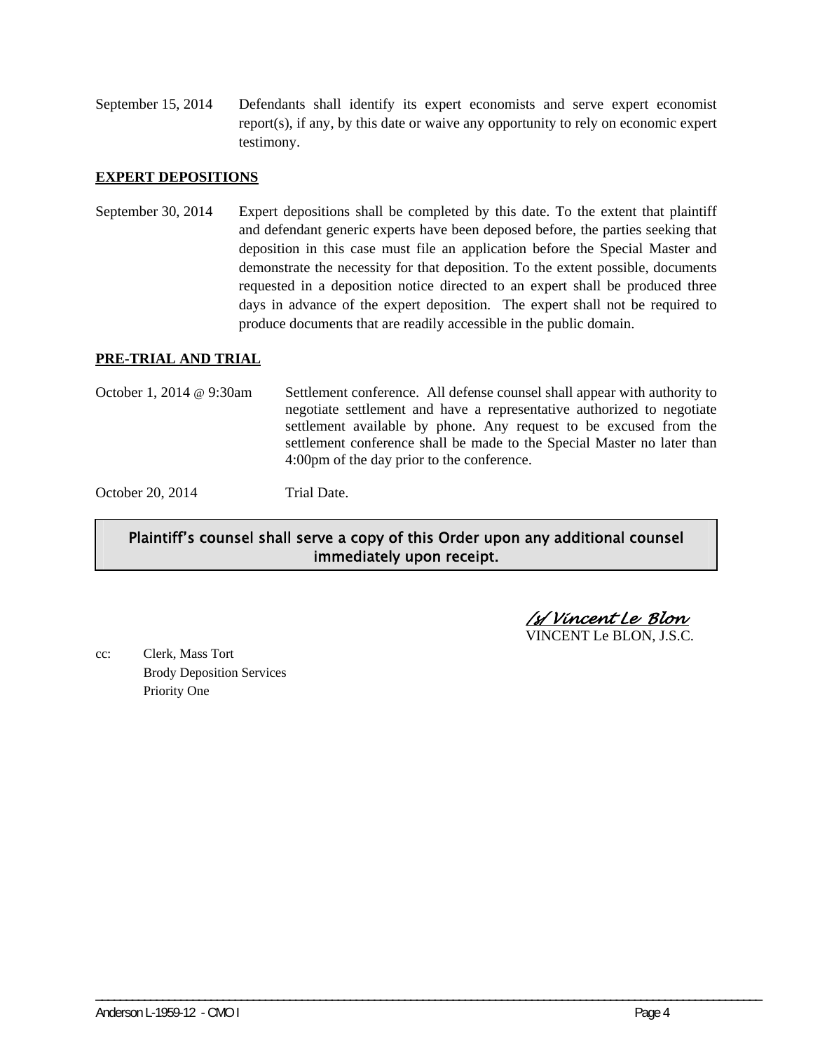September 15, 2014 Defendants shall identify its expert economists and serve expert economist report(s), if any, by this date or waive any opportunity to rely on economic expert testimony.

**EXPERT DEPOSITIONS**

September 30, 2014 Expert depositions shall be completed by this date. To the extent that plaintiff and defendant generic experts have been deposed before, the parties seeking that deposition in this case must file an application before the Special Master and demonstrate the necessity for that deposition. To the extent possible, documents requested in a deposition notice directed to an expert shall be produced three days in advance of the expert deposition. The expert shall not be required to produce documents that are readily accessible in the public domain.

**PRE-TRIAL AND TRIAL**

October 1, 2014 @ 9:30am Settlement conference. All defense counsel shall appear with authority to negotiate settlement and have a representative authorized to negotiate settlement available by phone. Any request to be excused from the settlement conference shall be made to the Special Master no later than 4:00pm of the day prior to the conference.

October 20, 2014 Trial Date.

**Plaintiff's counsel shall serve a copy of this Order upon any additional counsel immediately upon receipt.**

*/s/ Vincent Le Blon*
VINCENT Le BLON, J.S.C.

cc: Clerk, Mass Tort
Brody Deposition Services
Priority One